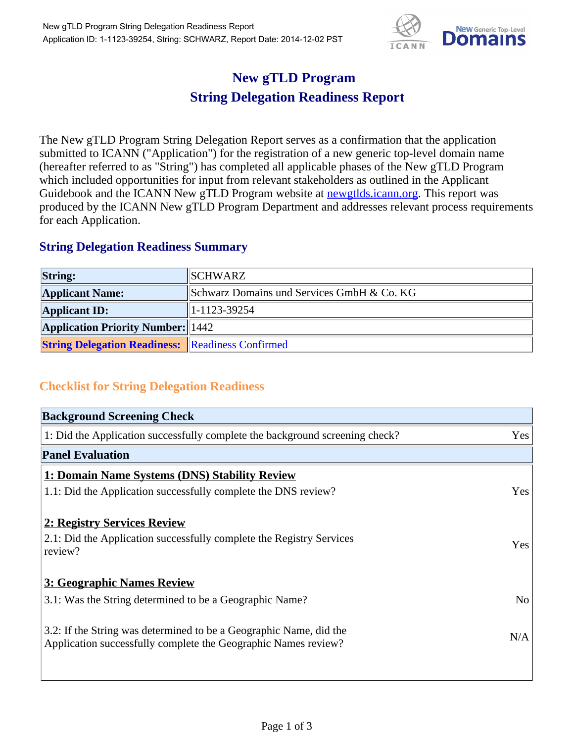# New gTLD Program
# String Delegation Readiness Report

The New gTLD Program String Delegation Report serves as a confirmation that the application submitted to ICANN ("Application") for the registration of a new generic top-level domain name (hereafter referred to as "String") has completed all applicable phases of the New gTLD Program which included opportunities for input from relevant stakeholders as outlined in the Applicant Guidebook and the ICANN New gTLD Program website at newgtlds.icann.org. This report was produced by the ICANN New gTLD Program Department and addresses relevant process requirements for each Application.

## String Delegation Readiness Summary

| | |
|---|---|
| **String:** | SCHWARZ |
| **Applicant Name:** | Schwarz Domains und Services GmbH & Co. KG |
| **Applicant ID:** | 1-1123-39254 |
| **Application Priority Number:** | 1442 |
| **String Delegation Readiness:** | Readiness Confirmed |

## Checklist for String Delegation Readiness

| **Background Screening Check** | |
|---|---|
| 1: Did the Application successfully complete the background screening check? | Yes |
| **Panel Evaluation** | |
| **1: Domain Name Systems (DNS) Stability Review** | |
| 1.1: Did the Application successfully complete the DNS review? | Yes |
| **2: Registry Services Review** | |
| 2.1: Did the Application successfully complete the Registry Services review? | Yes |
| **3: Geographic Names Review** | |
| 3.1: Was the String determined to be a Geographic Name? | No |
| 3.2: If the String was determined to be a Geographic Name, did the Application successfully complete the Geographic Names review? | N/A |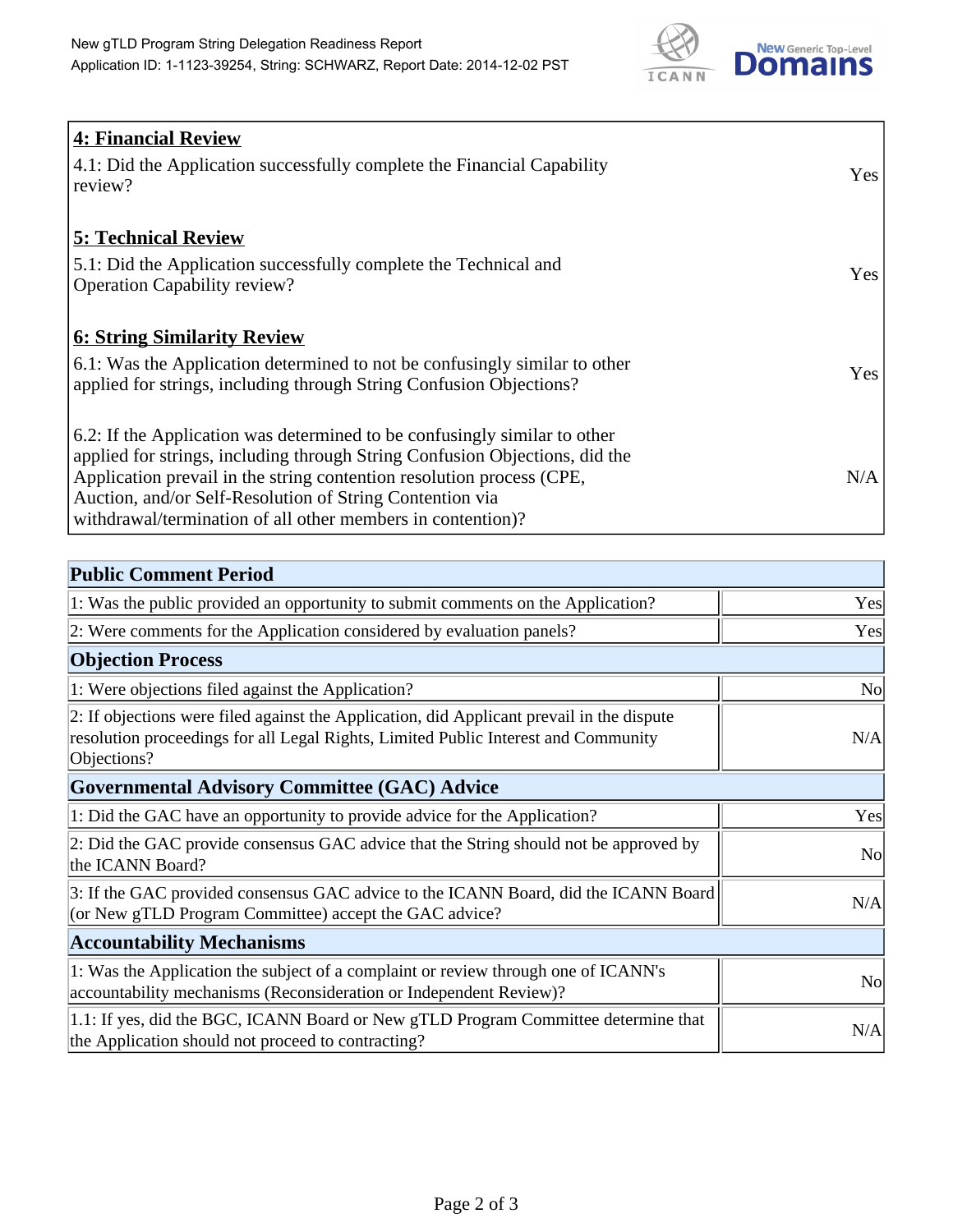| | |
|---|---|
| **4: Financial Review** | |
| 4.1: Did the Application successfully complete the Financial Capability review? | Yes |
| **5: Technical Review** | |
| 5.1: Did the Application successfully complete the Technical and Operation Capability review? | Yes |
| **6: String Similarity Review** | |
| 6.1: Was the Application determined to not be confusingly similar to other applied for strings, including through String Confusion Objections? | Yes |
| 6.2: If the Application was determined to be confusingly similar to other applied for strings, including through String Confusion Objections, did the Application prevail in the string contention resolution process (CPE, Auction, and/or Self-Resolution of String Contention via withdrawal/termination of all other members in contention)? | N/A |

| **Public Comment Period** | |
|---|---|
| 1: Was the public provided an opportunity to submit comments on the Application? | Yes |
| 2: Were comments for the Application considered by evaluation panels? | Yes |
| **Objection Process** | |
| 1: Were objections filed against the Application? | No |
| 2: If objections were filed against the Application, did Applicant prevail in the dispute resolution proceedings for all Legal Rights, Limited Public Interest and Community Objections? | N/A |
| **Governmental Advisory Committee (GAC) Advice** | |
| 1: Did the GAC have an opportunity to provide advice for the Application? | Yes |
| 2: Did the GAC provide consensus GAC advice that the String should not be approved by the ICANN Board? | No |
| 3: If the GAC provided consensus GAC advice to the ICANN Board, did the ICANN Board (or New gTLD Program Committee) accept the GAC advice? | N/A |
| **Accountability Mechanisms** | |
| 1: Was the Application the subject of a complaint or review through one of ICANN's accountability mechanisms (Reconsideration or Independent Review)? | No |
| 1.1: If yes, did the BGC, ICANN Board or New gTLD Program Committee determine that the Application should not proceed to contracting? | N/A |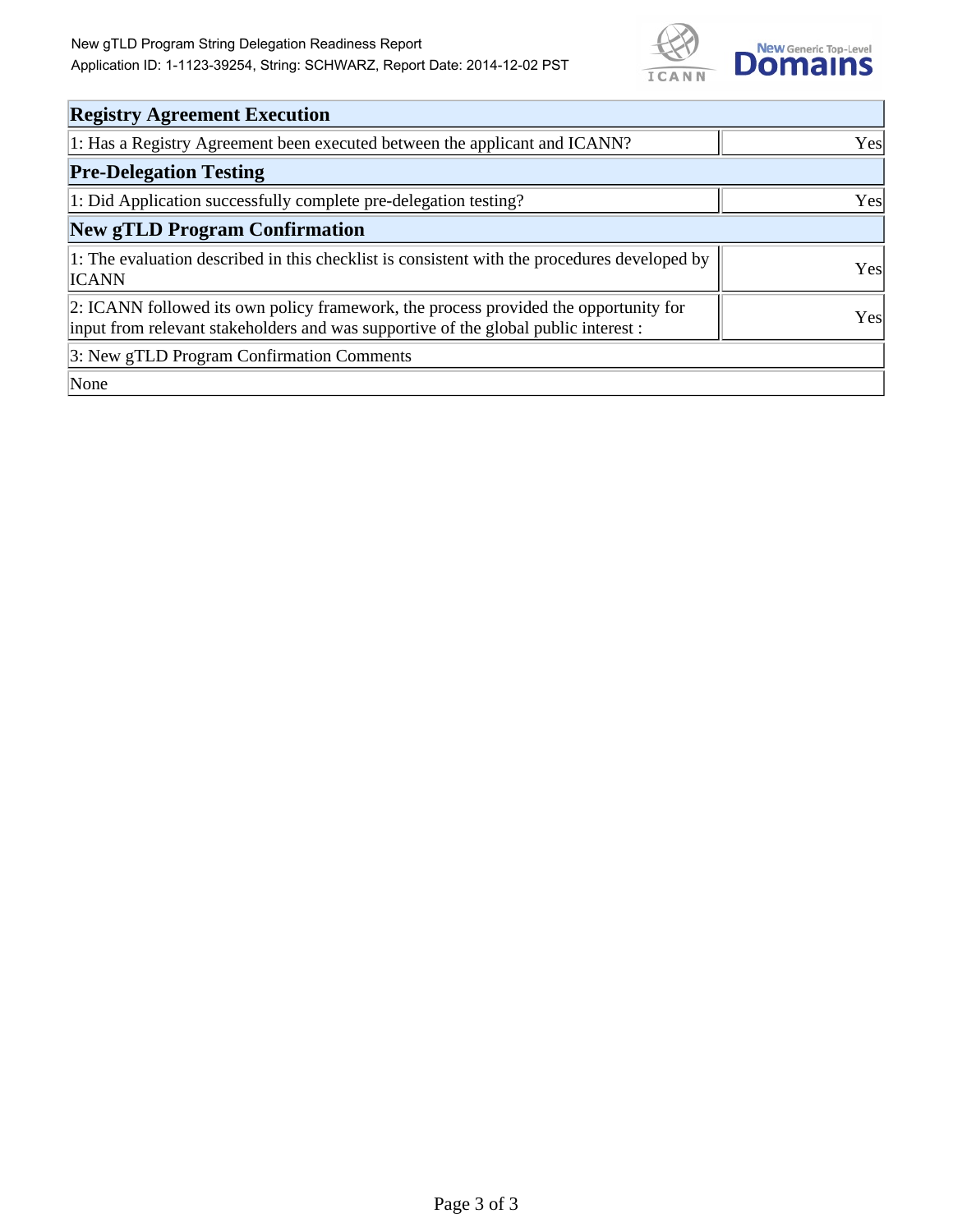## Registry Agreement Execution

| | |
|---|---|
| 1: Has a Registry Agreement been executed between the applicant and ICANN? | Yes |

## Pre-Delegation Testing

| | |
|---|---|
| 1: Did Application successfully complete pre-delegation testing? | Yes |

## New gTLD Program Confirmation

| | |
|---|---|
| 1: The evaluation described in this checklist is consistent with the procedures developed by ICANN | Yes |
| 2: ICANN followed its own policy framework, the process provided the opportunity for input from relevant stakeholders and was supportive of the global public interest : | Yes |

3: New gTLD Program Confirmation Comments

None